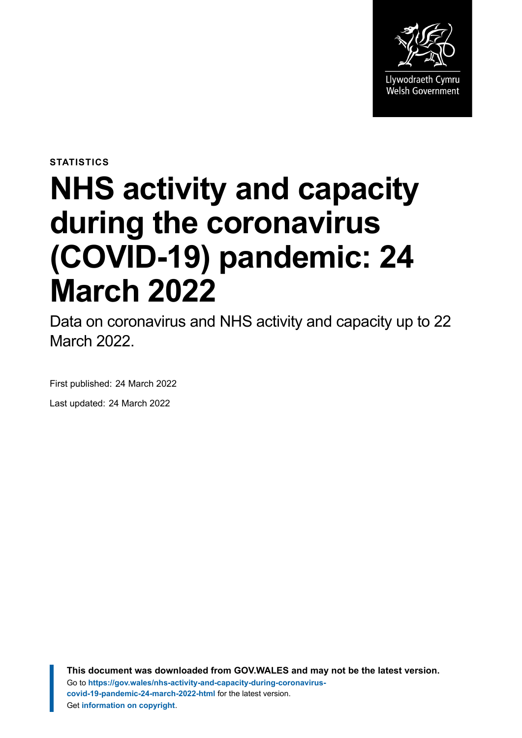Llywodraeth Cymru
Welsh Government

STATISTICS

# NHS activity and capacity during the coronavirus (COVID-19) pandemic: 24 March 2022

Data on coronavirus and NHS activity and capacity up to 22 March 2022.

First published: 24 March 2022

Last updated: 24 March 2022

**This document was downloaded from GOV.WALES and may not be the latest version.**
Go to **https://gov.wales/nhs-activity-and-capacity-during-coronavirus-covid-19-pandemic-24-march-2022-html** for the latest version.
Get **information on copyright**.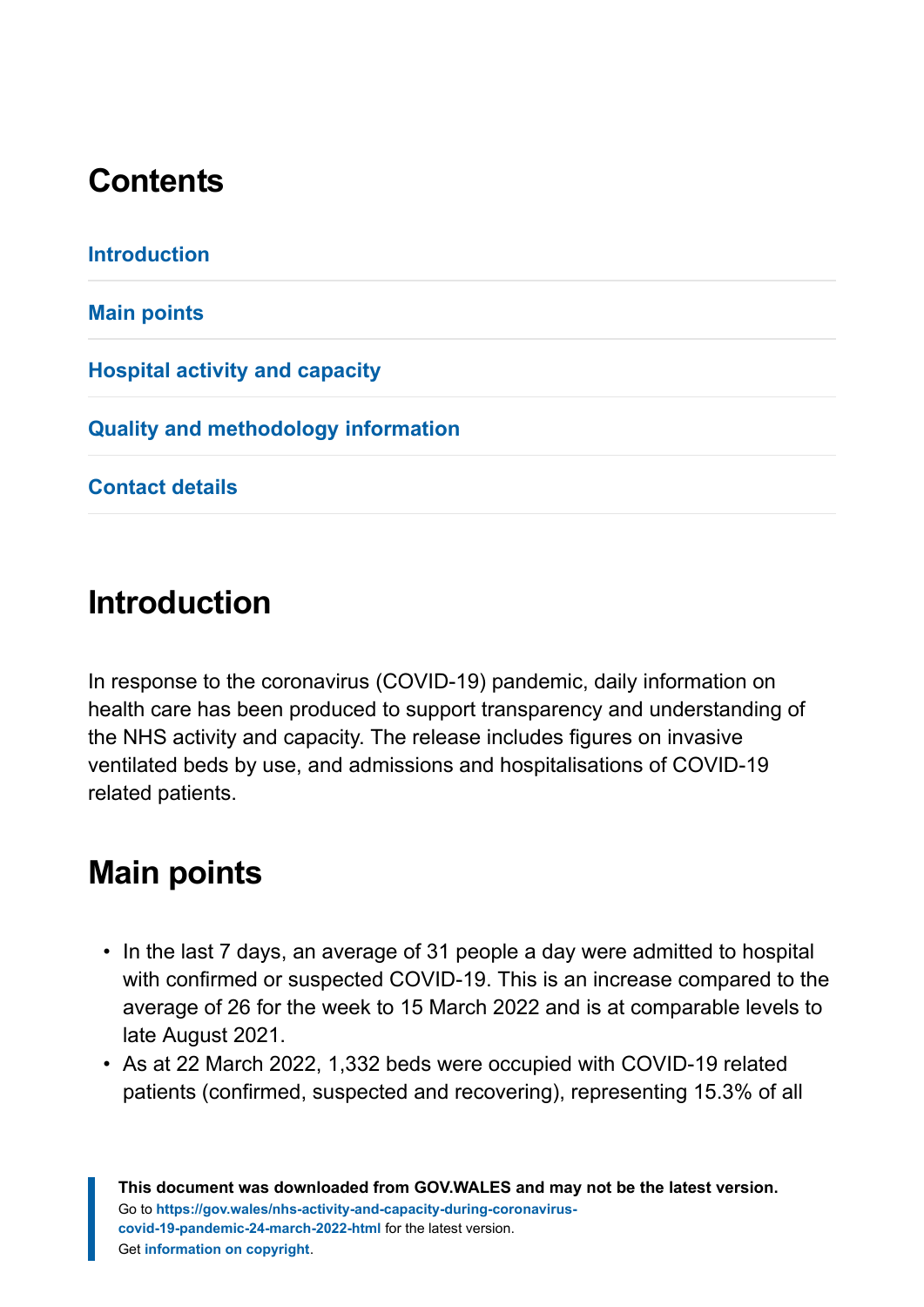## Contents

Introduction

Main points

Hospital activity and capacity

Quality and methodology information

Contact details

## Introduction

In response to the coronavirus (COVID-19) pandemic, daily information on health care has been produced to support transparency and understanding of the NHS activity and capacity. The release includes figures on invasive ventilated beds by use, and admissions and hospitalisations of COVID-19 related patients.

## Main points

- In the last 7 days, an average of 31 people a day were admitted to hospital with confirmed or suspected COVID-19. This is an increase compared to the average of 26 for the week to 15 March 2022 and is at comparable levels to late August 2021.
- As at 22 March 2022, 1,332 beds were occupied with COVID-19 related patients (confirmed, suspected and recovering), representing 15.3% of all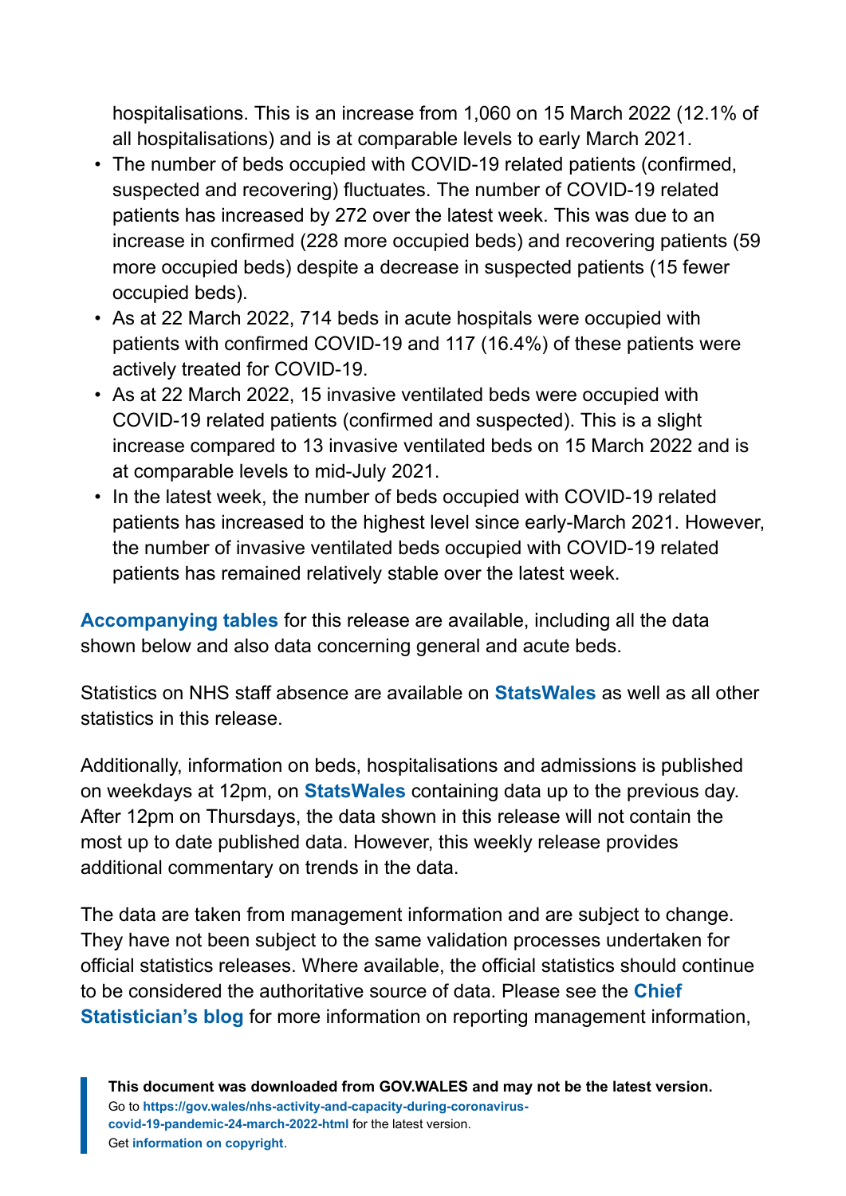hospitalisations. This is an increase from 1,060 on 15 March 2022 (12.1% of all hospitalisations) and is at comparable levels to early March 2021.

- The number of beds occupied with COVID-19 related patients (confirmed, suspected and recovering) fluctuates. The number of COVID-19 related patients has increased by 272 over the latest week. This was due to an increase in confirmed (228 more occupied beds) and recovering patients (59 more occupied beds) despite a decrease in suspected patients (15 fewer occupied beds).
- As at 22 March 2022, 714 beds in acute hospitals were occupied with patients with confirmed COVID-19 and 117 (16.4%) of these patients were actively treated for COVID-19.
- As at 22 March 2022, 15 invasive ventilated beds were occupied with COVID-19 related patients (confirmed and suspected). This is a slight increase compared to 13 invasive ventilated beds on 15 March 2022 and is at comparable levels to mid-July 2021.
- In the latest week, the number of beds occupied with COVID-19 related patients has increased to the highest level since early-March 2021. However, the number of invasive ventilated beds occupied with COVID-19 related patients has remained relatively stable over the latest week.

**Accompanying tables** for this release are available, including all the data shown below and also data concerning general and acute beds.

Statistics on NHS staff absence are available on **StatsWales** as well as all other statistics in this release.

Additionally, information on beds, hospitalisations and admissions is published on weekdays at 12pm, on **StatsWales** containing data up to the previous day. After 12pm on Thursdays, the data shown in this release will not contain the most up to date published data. However, this weekly release provides additional commentary on trends in the data.

The data are taken from management information and are subject to change. They have not been subject to the same validation processes undertaken for official statistics releases. Where available, the official statistics should continue to be considered the authoritative source of data. Please see the **Chief Statistician's blog** for more information on reporting management information,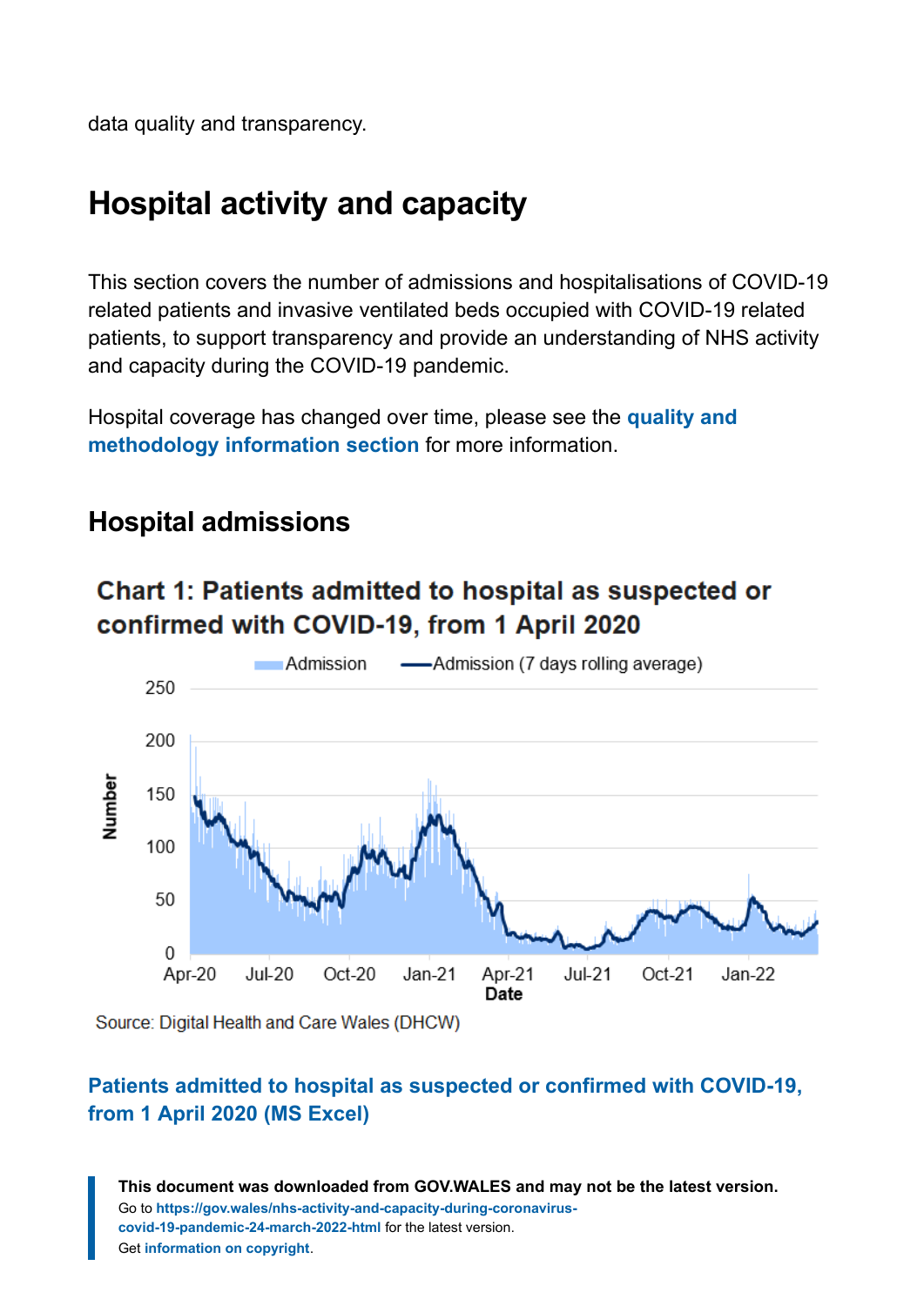data quality and transparency.

## Hospital activity and capacity

This section covers the number of admissions and hospitalisations of COVID-19 related patients and invasive ventilated beds occupied with COVID-19 related patients, to support transparency and provide an understanding of NHS activity and capacity during the COVID-19 pandemic.

Hospital coverage has changed over time, please see the **quality and methodology information section** for more information.

### Hospital admissions

**Chart 1: Patients admitted to hospital as suspected or confirmed with COVID-19, from 1 April 2020**

Source: Digital Health and Care Wales (DHCW)

**Patients admitted to hospital as suspected or confirmed with COVID-19, from 1 April 2020 (MS Excel)**

**This document was downloaded from GOV.WALES and may not be the latest version.**
Go to **https://gov.wales/nhs-activity-and-capacity-during-coronavirus-covid-19-pandemic-24-march-2022-html** for the latest version.
Get **information on copyright**.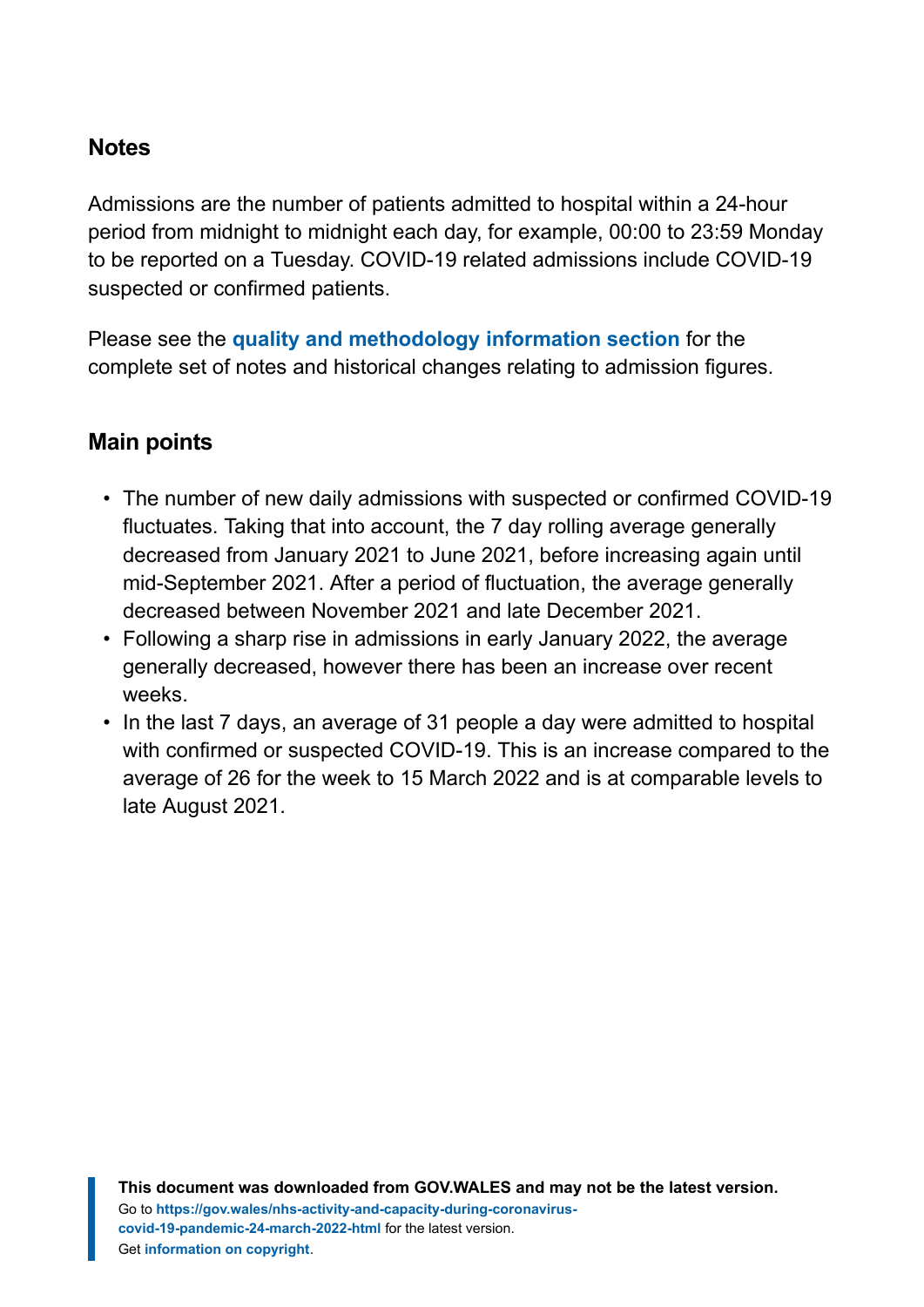## Notes

Admissions are the number of patients admitted to hospital within a 24-hour period from midnight to midnight each day, for example, 00:00 to 23:59 Monday to be reported on a Tuesday. COVID-19 related admissions include COVID-19 suspected or confirmed patients.

Please see the **quality and methodology information section** for the complete set of notes and historical changes relating to admission figures.

## Main points

- The number of new daily admissions with suspected or confirmed COVID-19 fluctuates. Taking that into account, the 7 day rolling average generally decreased from January 2021 to June 2021, before increasing again until mid-September 2021. After a period of fluctuation, the average generally decreased between November 2021 and late December 2021.
- Following a sharp rise in admissions in early January 2022, the average generally decreased, however there has been an increase over recent weeks.
- In the last 7 days, an average of 31 people a day were admitted to hospital with confirmed or suspected COVID-19. This is an increase compared to the average of 26 for the week to 15 March 2022 and is at comparable levels to late August 2021.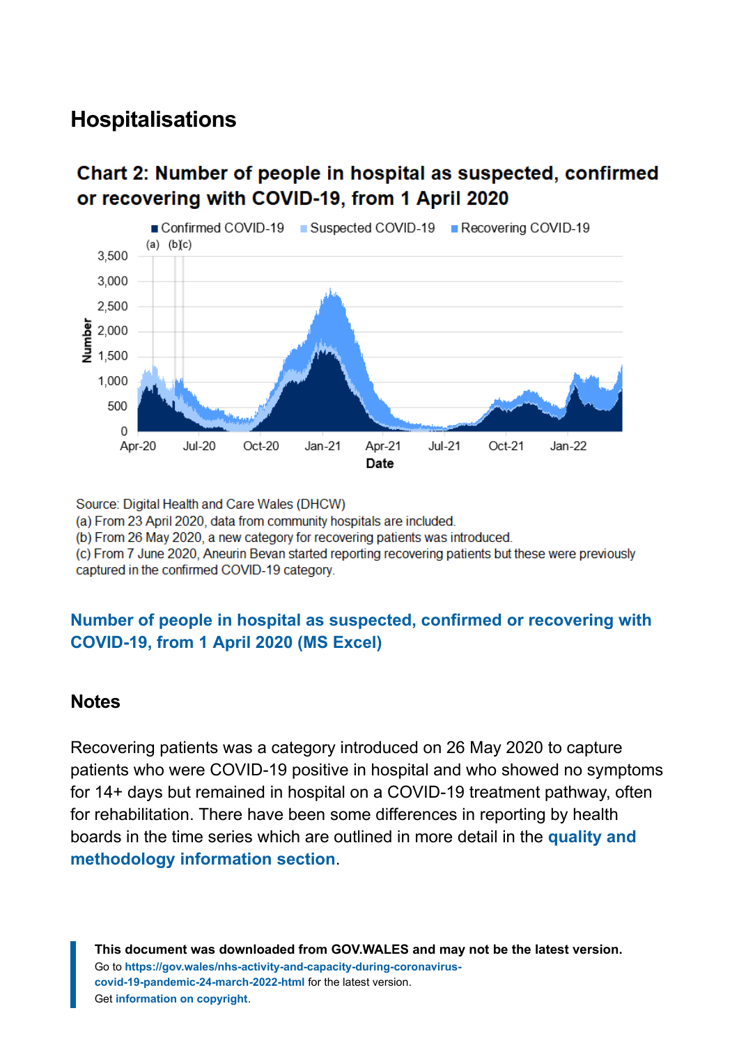## Hospitalisations

### Chart 2: Number of people in hospital as suspected, confirmed or recovering with COVID-19, from 1 April 2020

Source: Digital Health and Care Wales (DHCW)

(a) From 23 April 2020, data from community hospitals are included.

(b) From 26 May 2020, a new category for recovering patients was introduced.

(c) From 7 June 2020, Aneurin Bevan started reporting recovering patients but these were previously captured in the confirmed COVID-19 category.

**Number of people in hospital as suspected, confirmed or recovering with COVID-19, from 1 April 2020 (MS Excel)**

### Notes

Recovering patients was a category introduced on 26 May 2020 to capture patients who were COVID-19 positive in hospital and who showed no symptoms for 14+ days but remained in hospital on a COVID-19 treatment pathway, often for rehabilitation. There have been some differences in reporting by health boards in the time series which are outlined in more detail in the **quality and methodology information section**.

**This document was downloaded from GOV.WALES and may not be the latest version.**
Go to **https://gov.wales/nhs-activity-and-capacity-during-coronavirus-covid-19-pandemic-24-march-2022-html** for the latest version.
Get **information on copyright**.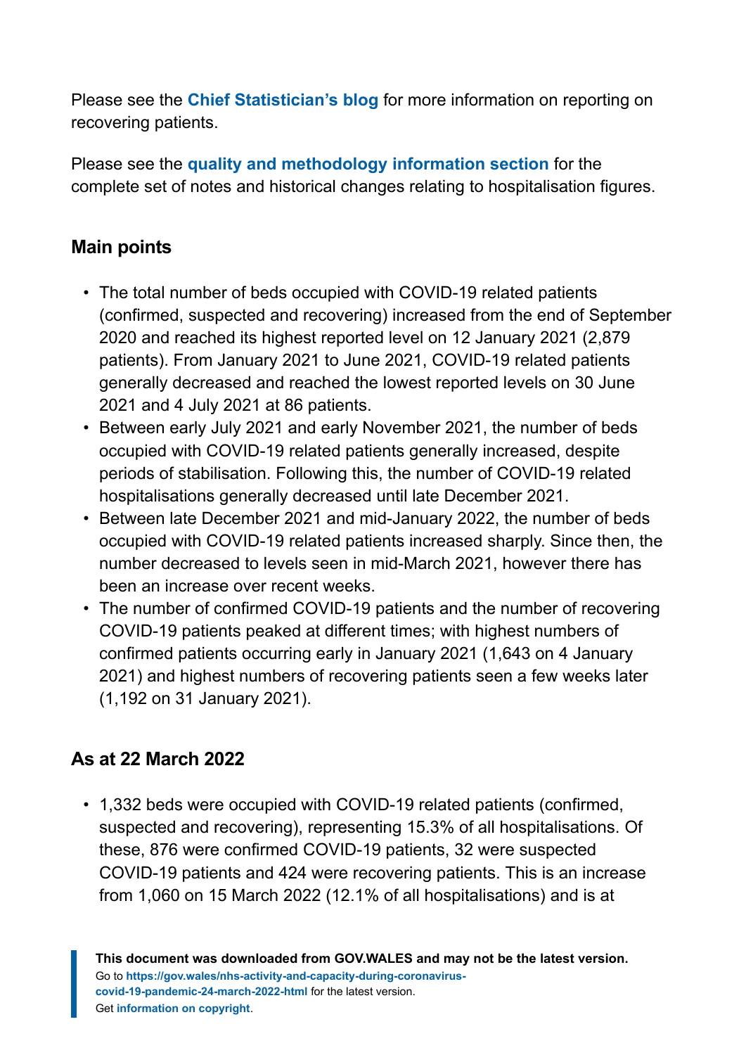Please see the **Chief Statistician's blog** for more information on reporting on recovering patients.

Please see the **quality and methodology information section** for the complete set of notes and historical changes relating to hospitalisation figures.

## Main points

- The total number of beds occupied with COVID-19 related patients (confirmed, suspected and recovering) increased from the end of September 2020 and reached its highest reported level on 12 January 2021 (2,879 patients). From January 2021 to June 2021, COVID-19 related patients generally decreased and reached the lowest reported levels on 30 June 2021 and 4 July 2021 at 86 patients.
- Between early July 2021 and early November 2021, the number of beds occupied with COVID-19 related patients generally increased, despite periods of stabilisation. Following this, the number of COVID-19 related hospitalisations generally decreased until late December 2021.
- Between late December 2021 and mid-January 2022, the number of beds occupied with COVID-19 related patients increased sharply. Since then, the number decreased to levels seen in mid-March 2021, however there has been an increase over recent weeks.
- The number of confirmed COVID-19 patients and the number of recovering COVID-19 patients peaked at different times; with highest numbers of confirmed patients occurring early in January 2021 (1,643 on 4 January 2021) and highest numbers of recovering patients seen a few weeks later (1,192 on 31 January 2021).

## As at 22 March 2022

- 1,332 beds were occupied with COVID-19 related patients (confirmed, suspected and recovering), representing 15.3% of all hospitalisations. Of these, 876 were confirmed COVID-19 patients, 32 were suspected COVID-19 patients and 424 were recovering patients. This is an increase from 1,060 on 15 March 2022 (12.1% of all hospitalisations) and is at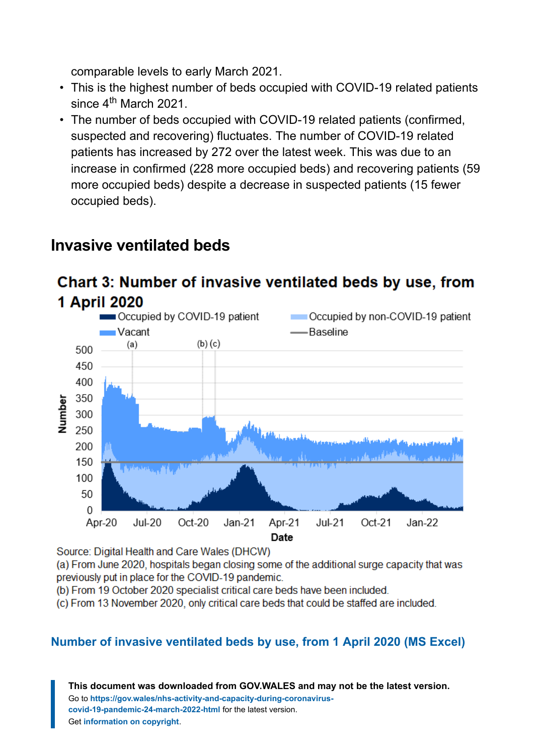comparable levels to early March 2021.

- This is the highest number of beds occupied with COVID-19 related patients since 4th March 2021.
- The number of beds occupied with COVID-19 related patients (confirmed, suspected and recovering) fluctuates. The number of COVID-19 related patients has increased by 272 over the latest week. This was due to an increase in confirmed (228 more occupied beds) and recovering patients (59 more occupied beds) despite a decrease in suspected patients (15 fewer occupied beds).

## Invasive ventilated beds

### Chart 3: Number of invasive ventilated beds by use, from 1 April 2020

Source: Digital Health and Care Wales (DHCW)

(a) From June 2020, hospitals began closing some of the additional surge capacity that was previously put in place for the COVID-19 pandemic.

(b) From 19 October 2020 specialist critical care beds have been included.

(c) From 13 November 2020, only critical care beds that could be staffed are included.

**Number of invasive ventilated beds by use, from 1 April 2020 (MS Excel)**

**This document was downloaded from GOV.WALES and may not be the latest version.**
Go to https://gov.wales/nhs-activity-and-capacity-during-coronavirus-covid-19-pandemic-24-march-2022-html for the latest version.
Get information on copyright.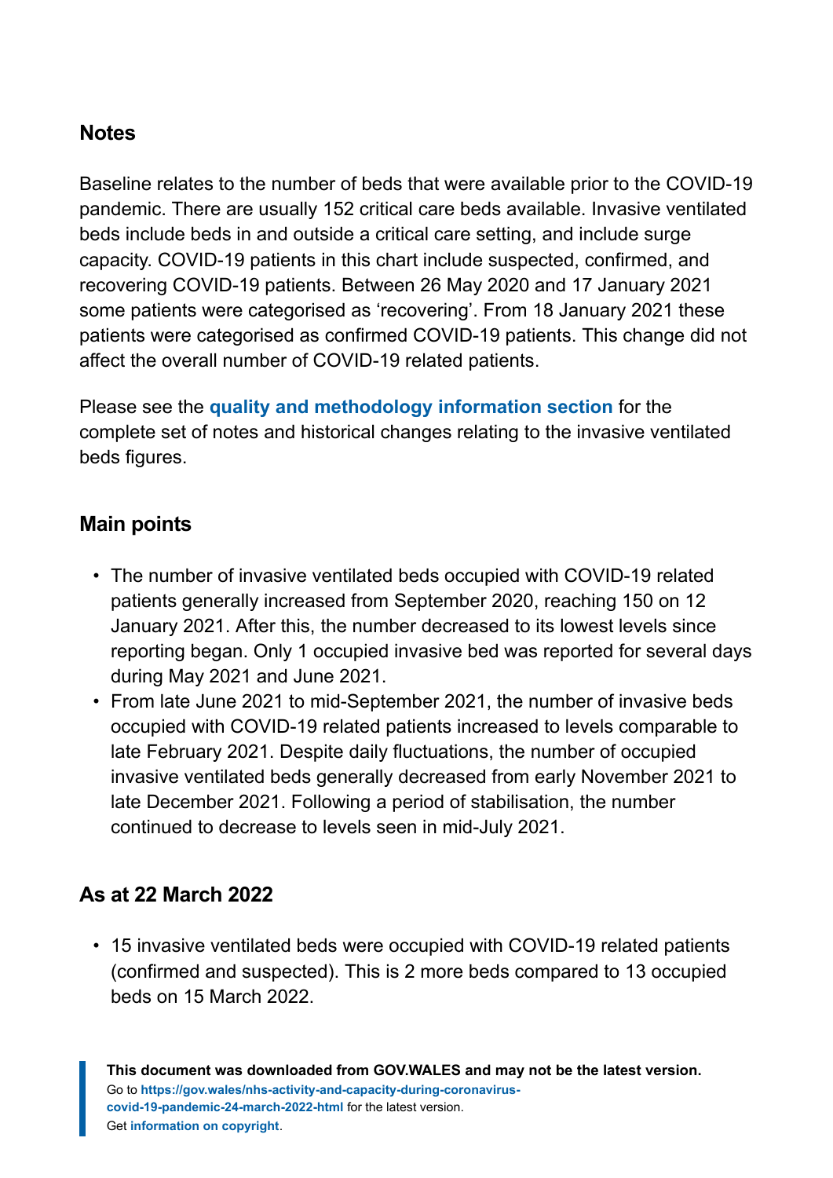### Notes

Baseline relates to the number of beds that were available prior to the COVID-19 pandemic. There are usually 152 critical care beds available. Invasive ventilated beds include beds in and outside a critical care setting, and include surge capacity. COVID-19 patients in this chart include suspected, confirmed, and recovering COVID-19 patients. Between 26 May 2020 and 17 January 2021 some patients were categorised as 'recovering'. From 18 January 2021 these patients were categorised as confirmed COVID-19 patients. This change did not affect the overall number of COVID-19 related patients.

Please see the **quality and methodology information section** for the complete set of notes and historical changes relating to the invasive ventilated beds figures.

### Main points

- The number of invasive ventilated beds occupied with COVID-19 related patients generally increased from September 2020, reaching 150 on 12 January 2021. After this, the number decreased to its lowest levels since reporting began. Only 1 occupied invasive bed was reported for several days during May 2021 and June 2021.
- From late June 2021 to mid-September 2021, the number of invasive beds occupied with COVID-19 related patients increased to levels comparable to late February 2021. Despite daily fluctuations, the number of occupied invasive ventilated beds generally decreased from early November 2021 to late December 2021. Following a period of stabilisation, the number continued to decrease to levels seen in mid-July 2021.

### As at 22 March 2022

- 15 invasive ventilated beds were occupied with COVID-19 related patients (confirmed and suspected). This is 2 more beds compared to 13 occupied beds on 15 March 2022.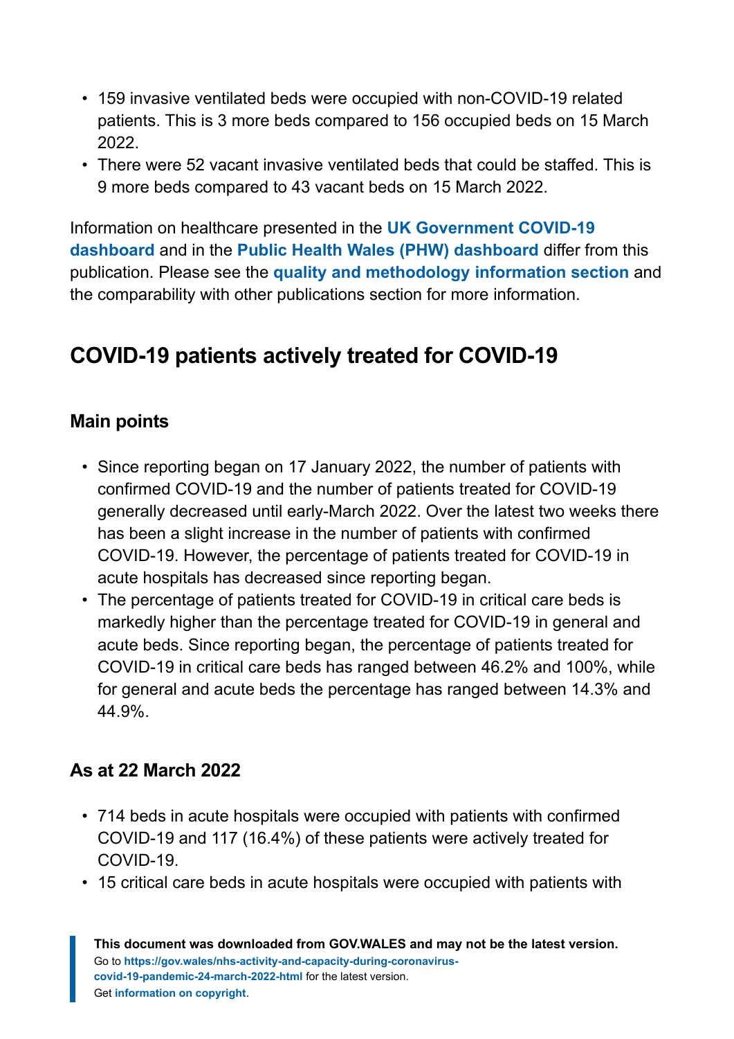- 159 invasive ventilated beds were occupied with non-COVID-19 related patients. This is 3 more beds compared to 156 occupied beds on 15 March 2022.
- There were 52 vacant invasive ventilated beds that could be staffed. This is 9 more beds compared to 43 vacant beds on 15 March 2022.

Information on healthcare presented in the **UK Government COVID-19 dashboard** and in the **Public Health Wales (PHW) dashboard** differ from this publication. Please see the **quality and methodology information section** and the comparability with other publications section for more information.

## COVID-19 patients actively treated for COVID-19

### Main points

- Since reporting began on 17 January 2022, the number of patients with confirmed COVID-19 and the number of patients treated for COVID-19 generally decreased until early-March 2022. Over the latest two weeks there has been a slight increase in the number of patients with confirmed COVID-19. However, the percentage of patients treated for COVID-19 in acute hospitals has decreased since reporting began.
- The percentage of patients treated for COVID-19 in critical care beds is markedly higher than the percentage treated for COVID-19 in general and acute beds. Since reporting began, the percentage of patients treated for COVID-19 in critical care beds has ranged between 46.2% and 100%, while for general and acute beds the percentage has ranged between 14.3% and 44.9%.

### As at 22 March 2022

- 714 beds in acute hospitals were occupied with patients with confirmed COVID-19 and 117 (16.4%) of these patients were actively treated for COVID-19.
- 15 critical care beds in acute hospitals were occupied with patients with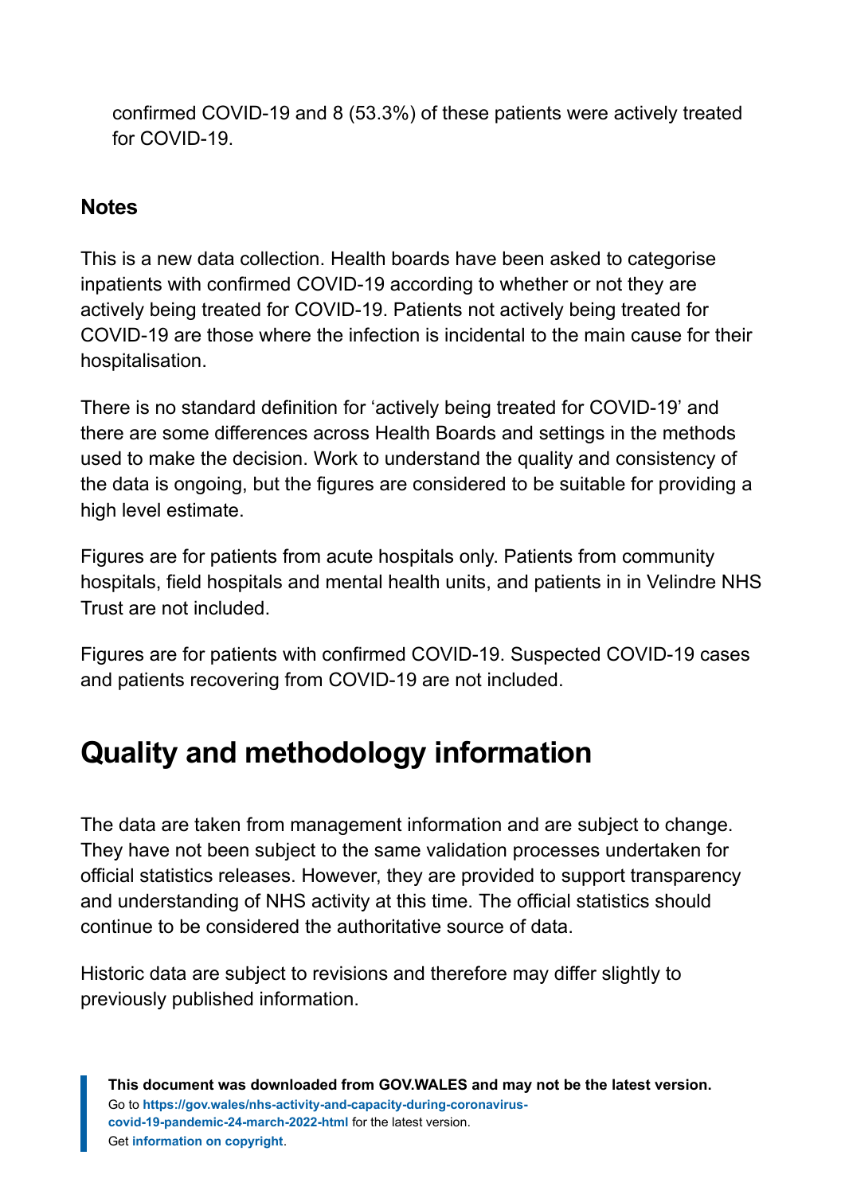confirmed COVID-19 and 8 (53.3%) of these patients were actively treated for COVID-19.

### Notes

This is a new data collection. Health boards have been asked to categorise inpatients with confirmed COVID-19 according to whether or not they are actively being treated for COVID-19. Patients not actively being treated for COVID-19 are those where the infection is incidental to the main cause for their hospitalisation.

There is no standard definition for 'actively being treated for COVID-19' and there are some differences across Health Boards and settings in the methods used to make the decision. Work to understand the quality and consistency of the data is ongoing, but the figures are considered to be suitable for providing a high level estimate.

Figures are for patients from acute hospitals only. Patients from community hospitals, field hospitals and mental health units, and patients in in Velindre NHS Trust are not included.

Figures are for patients with confirmed COVID-19. Suspected COVID-19 cases and patients recovering from COVID-19 are not included.

## Quality and methodology information

The data are taken from management information and are subject to change. They have not been subject to the same validation processes undertaken for official statistics releases. However, they are provided to support transparency and understanding of NHS activity at this time. The official statistics should continue to be considered the authoritative source of data.

Historic data are subject to revisions and therefore may differ slightly to previously published information.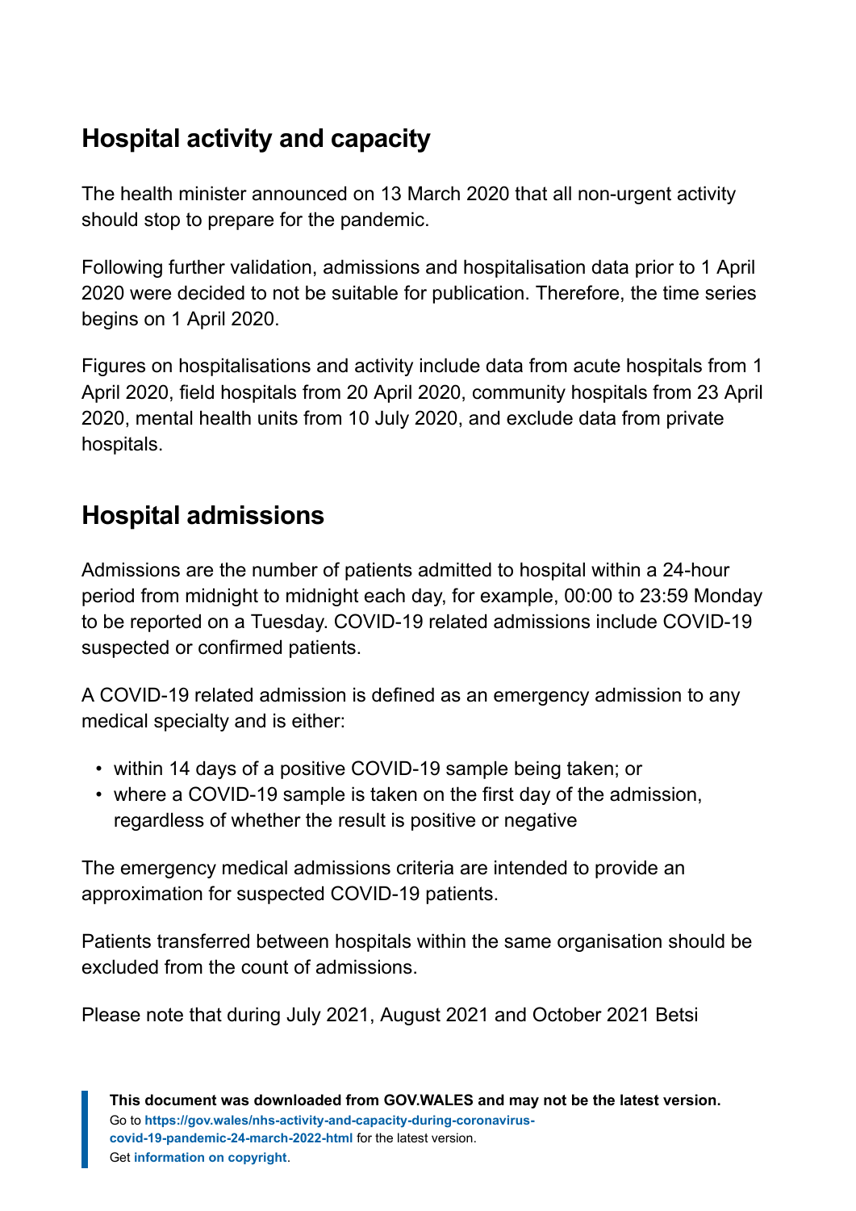## Hospital activity and capacity

The health minister announced on 13 March 2020 that all non-urgent activity should stop to prepare for the pandemic.

Following further validation, admissions and hospitalisation data prior to 1 April 2020 were decided to not be suitable for publication. Therefore, the time series begins on 1 April 2020.

Figures on hospitalisations and activity include data from acute hospitals from 1 April 2020, field hospitals from 20 April 2020, community hospitals from 23 April 2020, mental health units from 10 July 2020, and exclude data from private hospitals.

## Hospital admissions

Admissions are the number of patients admitted to hospital within a 24-hour period from midnight to midnight each day, for example, 00:00 to 23:59 Monday to be reported on a Tuesday. COVID-19 related admissions include COVID-19 suspected or confirmed patients.

A COVID-19 related admission is defined as an emergency admission to any medical specialty and is either:

- within 14 days of a positive COVID-19 sample being taken; or
- where a COVID-19 sample is taken on the first day of the admission, regardless of whether the result is positive or negative

The emergency medical admissions criteria are intended to provide an approximation for suspected COVID-19 patients.

Patients transferred between hospitals within the same organisation should be excluded from the count of admissions.

Please note that during July 2021, August 2021 and October 2021 Betsi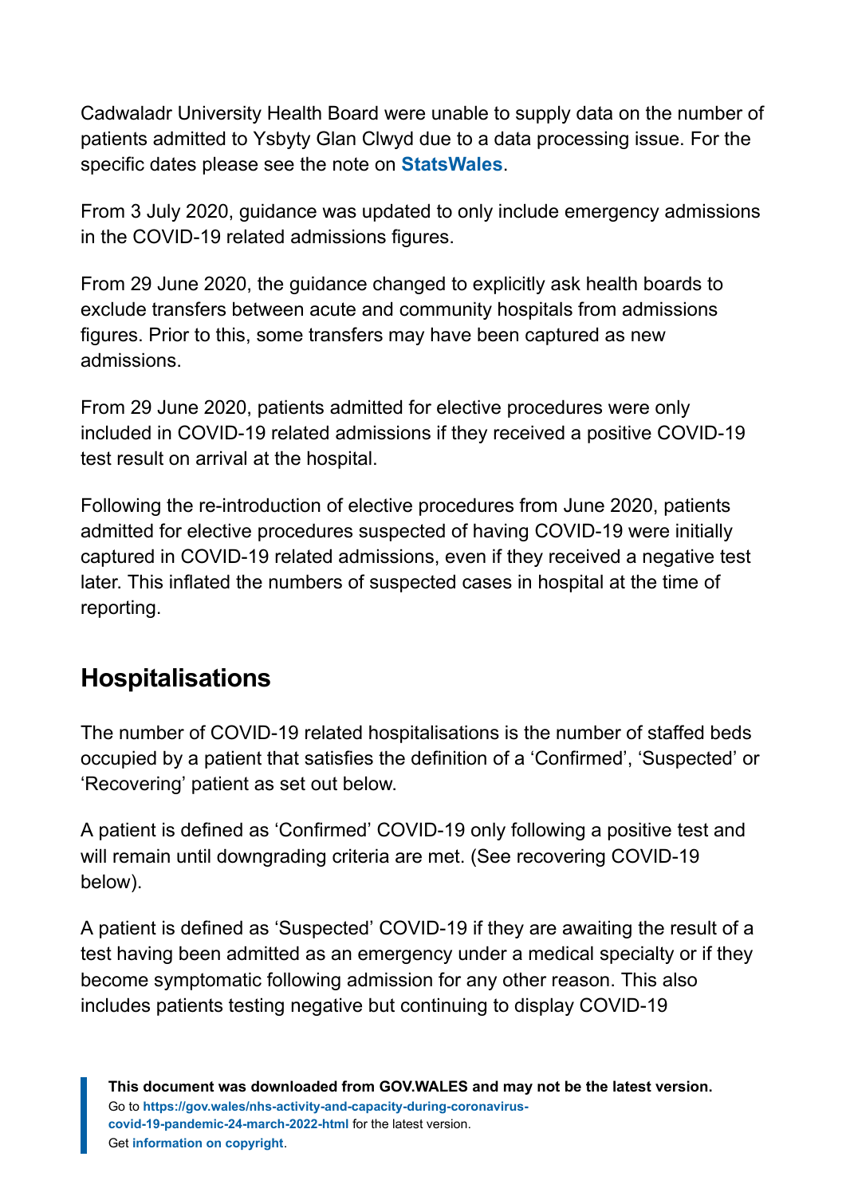Cadwaladr University Health Board were unable to supply data on the number of patients admitted to Ysbyty Glan Clwyd due to a data processing issue. For the specific dates please see the note on **StatsWales**.

From 3 July 2020, guidance was updated to only include emergency admissions in the COVID-19 related admissions figures.

From 29 June 2020, the guidance changed to explicitly ask health boards to exclude transfers between acute and community hospitals from admissions figures. Prior to this, some transfers may have been captured as new admissions.

From 29 June 2020, patients admitted for elective procedures were only included in COVID-19 related admissions if they received a positive COVID-19 test result on arrival at the hospital.

Following the re-introduction of elective procedures from June 2020, patients admitted for elective procedures suspected of having COVID-19 were initially captured in COVID-19 related admissions, even if they received a negative test later. This inflated the numbers of suspected cases in hospital at the time of reporting.

## Hospitalisations

The number of COVID-19 related hospitalisations is the number of staffed beds occupied by a patient that satisfies the definition of a 'Confirmed', 'Suspected' or 'Recovering' patient as set out below.

A patient is defined as 'Confirmed' COVID-19 only following a positive test and will remain until downgrading criteria are met. (See recovering COVID-19 below).

A patient is defined as 'Suspected' COVID-19 if they are awaiting the result of a test having been admitted as an emergency under a medical specialty or if they become symptomatic following admission for any other reason. This also includes patients testing negative but continuing to display COVID-19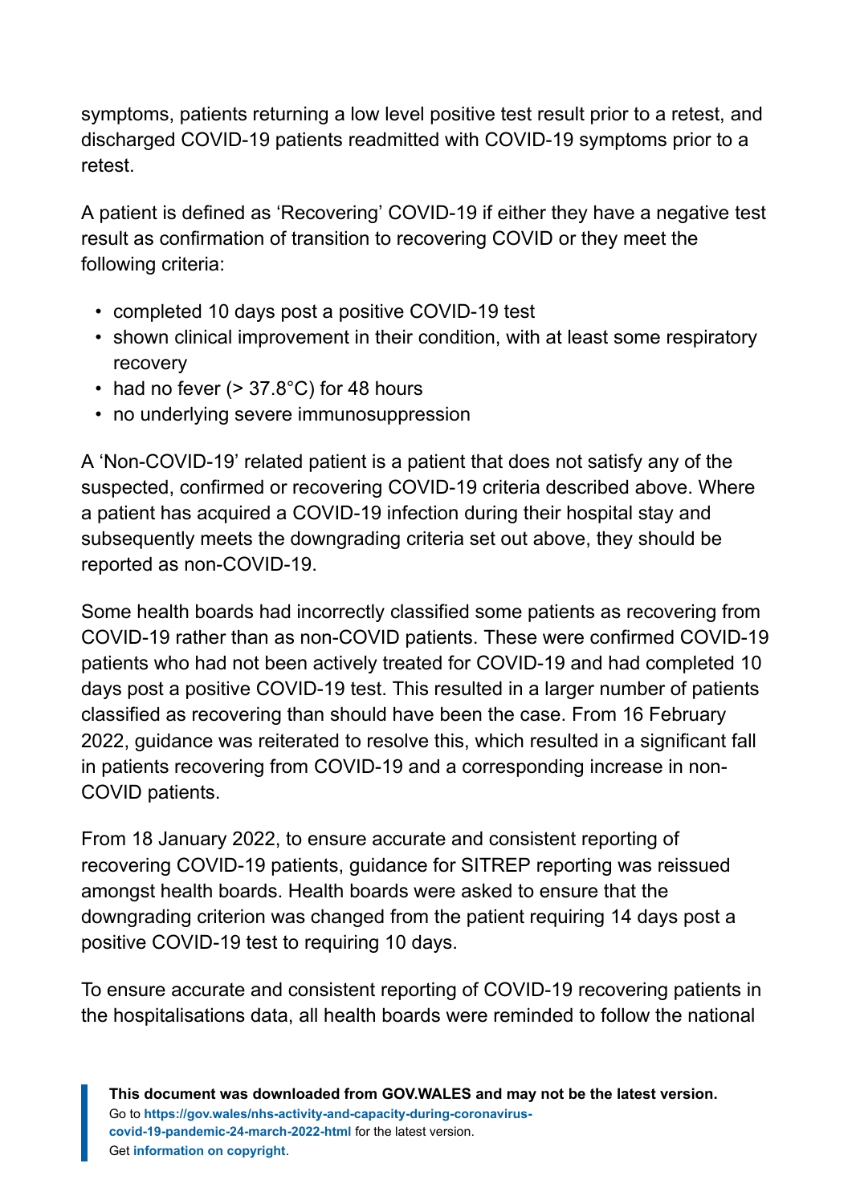symptoms, patients returning a low level positive test result prior to a retest, and discharged COVID-19 patients readmitted with COVID-19 symptoms prior to a retest.

A patient is defined as 'Recovering' COVID-19 if either they have a negative test result as confirmation of transition to recovering COVID or they meet the following criteria:

- completed 10 days post a positive COVID-19 test
- shown clinical improvement in their condition, with at least some respiratory recovery
- had no fever (> 37.8°C) for 48 hours
- no underlying severe immunosuppression

A 'Non-COVID-19' related patient is a patient that does not satisfy any of the suspected, confirmed or recovering COVID-19 criteria described above. Where a patient has acquired a COVID-19 infection during their hospital stay and subsequently meets the downgrading criteria set out above, they should be reported as non-COVID-19.

Some health boards had incorrectly classified some patients as recovering from COVID-19 rather than as non-COVID patients. These were confirmed COVID-19 patients who had not been actively treated for COVID-19 and had completed 10 days post a positive COVID-19 test. This resulted in a larger number of patients classified as recovering than should have been the case. From 16 February 2022, guidance was reiterated to resolve this, which resulted in a significant fall in patients recovering from COVID-19 and a corresponding increase in non-COVID patients.

From 18 January 2022, to ensure accurate and consistent reporting of recovering COVID-19 patients, guidance for SITREP reporting was reissued amongst health boards. Health boards were asked to ensure that the downgrading criterion was changed from the patient requiring 14 days post a positive COVID-19 test to requiring 10 days.

To ensure accurate and consistent reporting of COVID-19 recovering patients in the hospitalisations data, all health boards were reminded to follow the national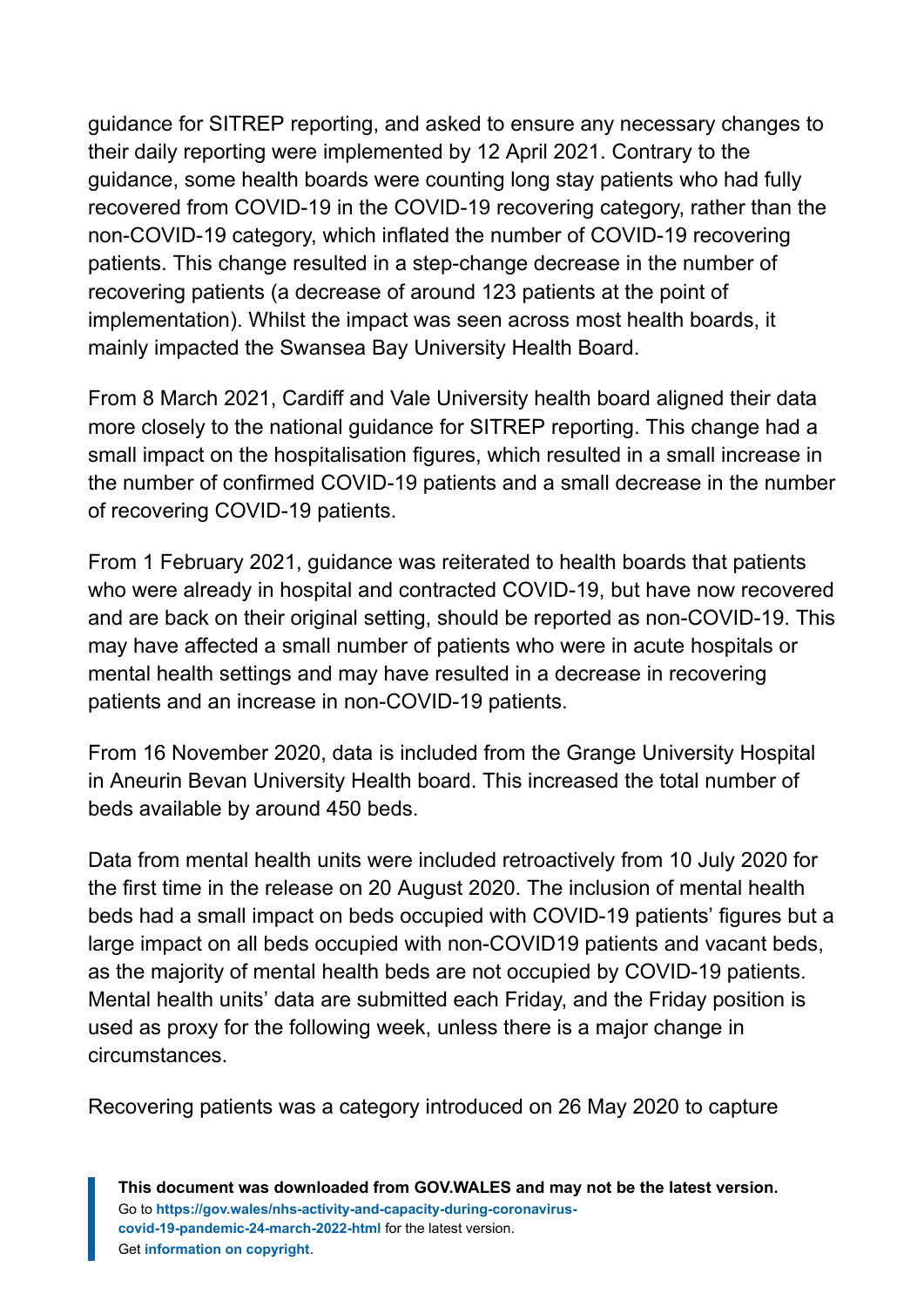guidance for SITREP reporting, and asked to ensure any necessary changes to their daily reporting were implemented by 12 April 2021. Contrary to the guidance, some health boards were counting long stay patients who had fully recovered from COVID-19 in the COVID-19 recovering category, rather than the non-COVID-19 category, which inflated the number of COVID-19 recovering patients. This change resulted in a step-change decrease in the number of recovering patients (a decrease of around 123 patients at the point of implementation). Whilst the impact was seen across most health boards, it mainly impacted the Swansea Bay University Health Board.

From 8 March 2021, Cardiff and Vale University health board aligned their data more closely to the national guidance for SITREP reporting. This change had a small impact on the hospitalisation figures, which resulted in a small increase in the number of confirmed COVID-19 patients and a small decrease in the number of recovering COVID-19 patients.

From 1 February 2021, guidance was reiterated to health boards that patients who were already in hospital and contracted COVID-19, but have now recovered and are back on their original setting, should be reported as non-COVID-19. This may have affected a small number of patients who were in acute hospitals or mental health settings and may have resulted in a decrease in recovering patients and an increase in non-COVID-19 patients.

From 16 November 2020, data is included from the Grange University Hospital in Aneurin Bevan University Health board. This increased the total number of beds available by around 450 beds.

Data from mental health units were included retroactively from 10 July 2020 for the first time in the release on 20 August 2020. The inclusion of mental health beds had a small impact on beds occupied with COVID-19 patients' figures but a large impact on all beds occupied with non-COVID19 patients and vacant beds, as the majority of mental health beds are not occupied by COVID-19 patients. Mental health units' data are submitted each Friday, and the Friday position is used as proxy for the following week, unless there is a major change in circumstances.

Recovering patients was a category introduced on 26 May 2020 to capture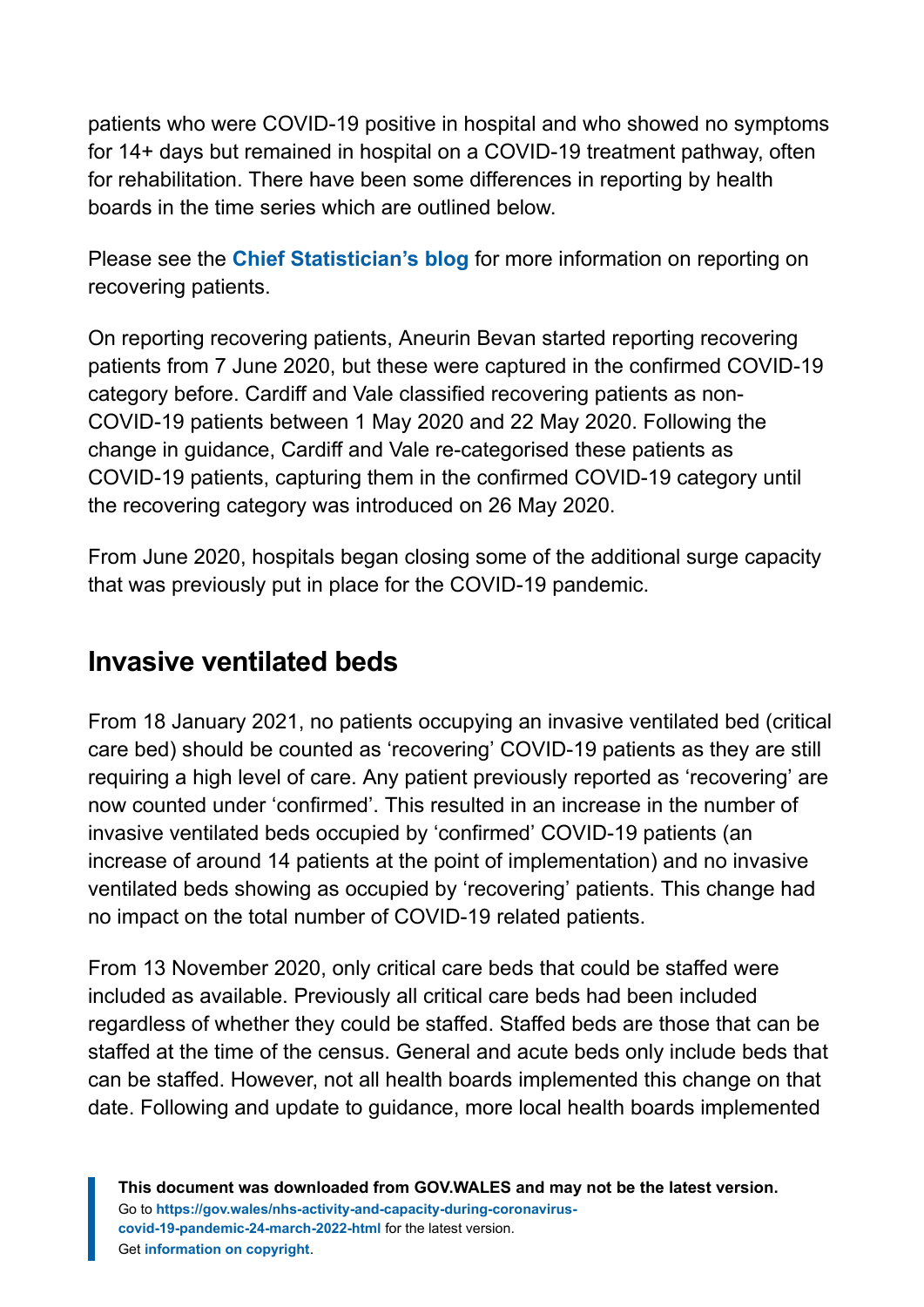patients who were COVID-19 positive in hospital and who showed no symptoms for 14+ days but remained in hospital on a COVID-19 treatment pathway, often for rehabilitation. There have been some differences in reporting by health boards in the time series which are outlined below.

Please see the **Chief Statistician's blog** for more information on reporting on recovering patients.

On reporting recovering patients, Aneurin Bevan started reporting recovering patients from 7 June 2020, but these were captured in the confirmed COVID-19 category before. Cardiff and Vale classified recovering patients as non-COVID-19 patients between 1 May 2020 and 22 May 2020. Following the change in guidance, Cardiff and Vale re-categorised these patients as COVID-19 patients, capturing them in the confirmed COVID-19 category until the recovering category was introduced on 26 May 2020.

From June 2020, hospitals began closing some of the additional surge capacity that was previously put in place for the COVID-19 pandemic.

## Invasive ventilated beds

From 18 January 2021, no patients occupying an invasive ventilated bed (critical care bed) should be counted as 'recovering' COVID-19 patients as they are still requiring a high level of care. Any patient previously reported as 'recovering' are now counted under 'confirmed'. This resulted in an increase in the number of invasive ventilated beds occupied by 'confirmed' COVID-19 patients (an increase of around 14 patients at the point of implementation) and no invasive ventilated beds showing as occupied by 'recovering' patients. This change had no impact on the total number of COVID-19 related patients.

From 13 November 2020, only critical care beds that could be staffed were included as available. Previously all critical care beds had been included regardless of whether they could be staffed. Staffed beds are those that can be staffed at the time of the census. General and acute beds only include beds that can be staffed. However, not all health boards implemented this change on that date. Following and update to guidance, more local health boards implemented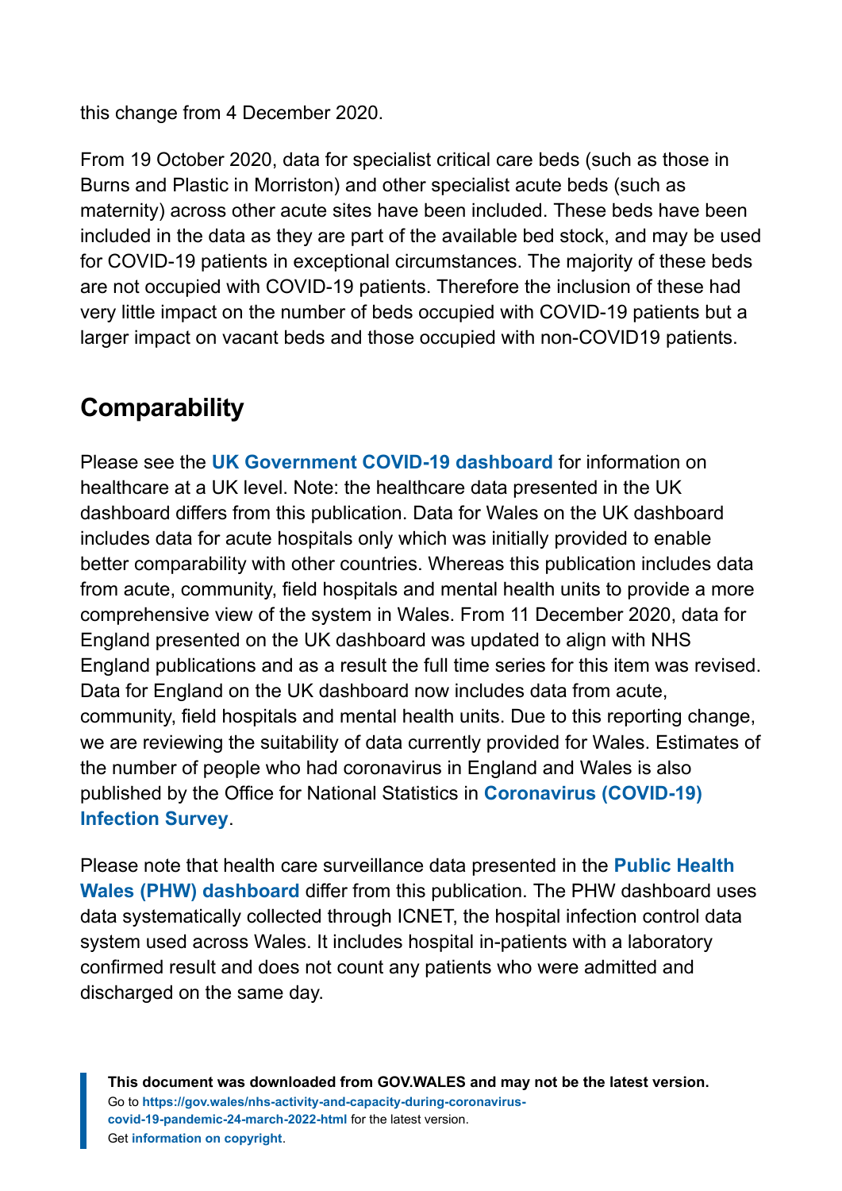this change from 4 December 2020.

From 19 October 2020, data for specialist critical care beds (such as those in Burns and Plastic in Morriston) and other specialist acute beds (such as maternity) across other acute sites have been included. These beds have been included in the data as they are part of the available bed stock, and may be used for COVID-19 patients in exceptional circumstances. The majority of these beds are not occupied with COVID-19 patients. Therefore the inclusion of these had very little impact on the number of beds occupied with COVID-19 patients but a larger impact on vacant beds and those occupied with non-COVID19 patients.

## Comparability

Please see the **UK Government COVID-19 dashboard** for information on healthcare at a UK level. Note: the healthcare data presented in the UK dashboard differs from this publication. Data for Wales on the UK dashboard includes data for acute hospitals only which was initially provided to enable better comparability with other countries. Whereas this publication includes data from acute, community, field hospitals and mental health units to provide a more comprehensive view of the system in Wales. From 11 December 2020, data for England presented on the UK dashboard was updated to align with NHS England publications and as a result the full time series for this item was revised. Data for England on the UK dashboard now includes data from acute, community, field hospitals and mental health units. Due to this reporting change, we are reviewing the suitability of data currently provided for Wales. Estimates of the number of people who had coronavirus in England and Wales is also published by the Office for National Statistics in **Coronavirus (COVID-19) Infection Survey**.

Please note that health care surveillance data presented in the **Public Health Wales (PHW) dashboard** differ from this publication. The PHW dashboard uses data systematically collected through ICNET, the hospital infection control data system used across Wales. It includes hospital in-patients with a laboratory confirmed result and does not count any patients who were admitted and discharged on the same day.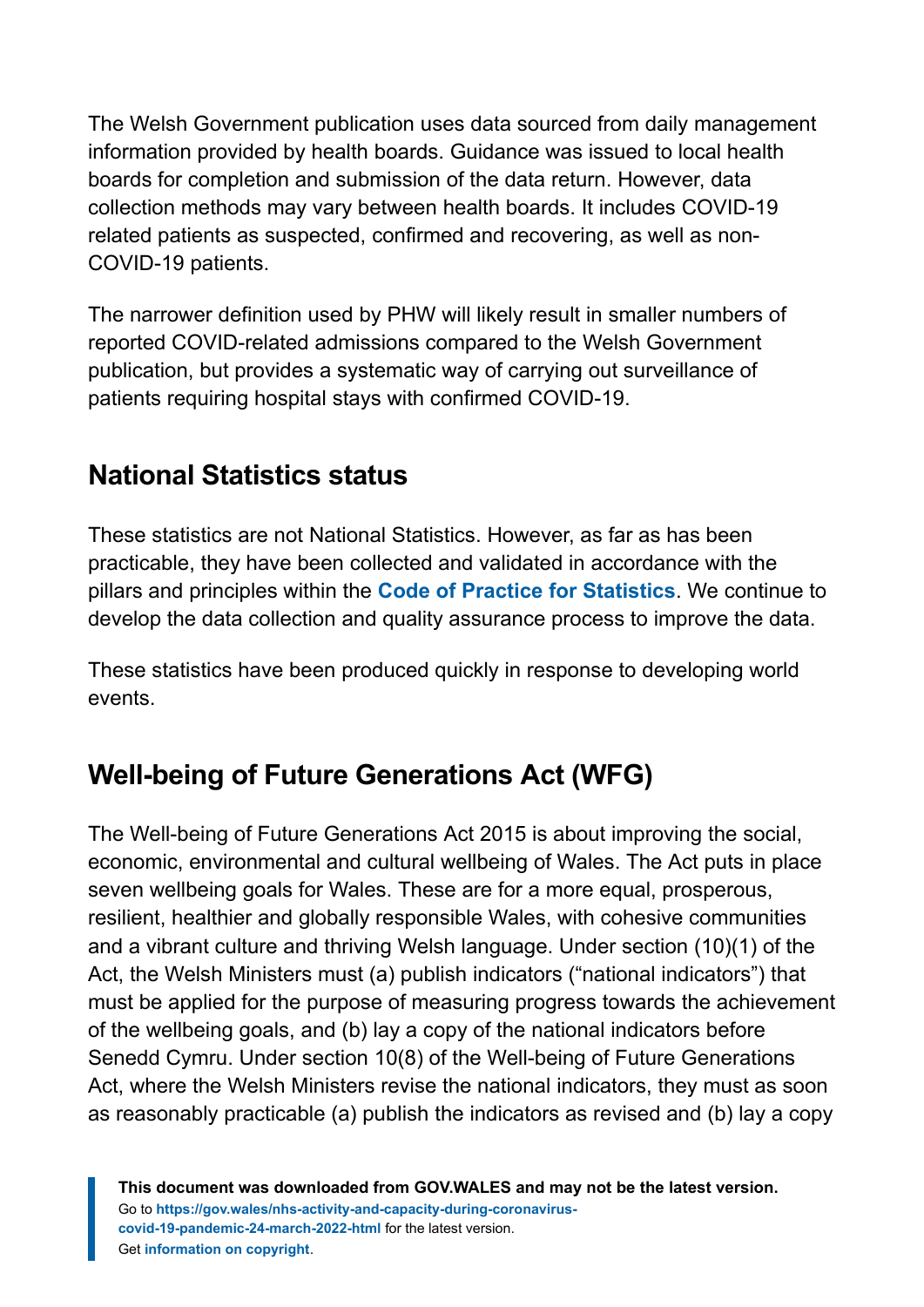The Welsh Government publication uses data sourced from daily management information provided by health boards. Guidance was issued to local health boards for completion and submission of the data return. However, data collection methods may vary between health boards. It includes COVID-19 related patients as suspected, confirmed and recovering, as well as non-COVID-19 patients.

The narrower definition used by PHW will likely result in smaller numbers of reported COVID-related admissions compared to the Welsh Government publication, but provides a systematic way of carrying out surveillance of patients requiring hospital stays with confirmed COVID-19.

## National Statistics status

These statistics are not National Statistics. However, as far as has been practicable, they have been collected and validated in accordance with the pillars and principles within the **Code of Practice for Statistics**. We continue to develop the data collection and quality assurance process to improve the data.

These statistics have been produced quickly in response to developing world events.

## Well-being of Future Generations Act (WFG)

The Well-being of Future Generations Act 2015 is about improving the social, economic, environmental and cultural wellbeing of Wales. The Act puts in place seven wellbeing goals for Wales. These are for a more equal, prosperous, resilient, healthier and globally responsible Wales, with cohesive communities and a vibrant culture and thriving Welsh language. Under section (10)(1) of the Act, the Welsh Ministers must (a) publish indicators ("national indicators") that must be applied for the purpose of measuring progress towards the achievement of the wellbeing goals, and (b) lay a copy of the national indicators before Senedd Cymru. Under section 10(8) of the Well-being of Future Generations Act, where the Welsh Ministers revise the national indicators, they must as soon as reasonably practicable (a) publish the indicators as revised and (b) lay a copy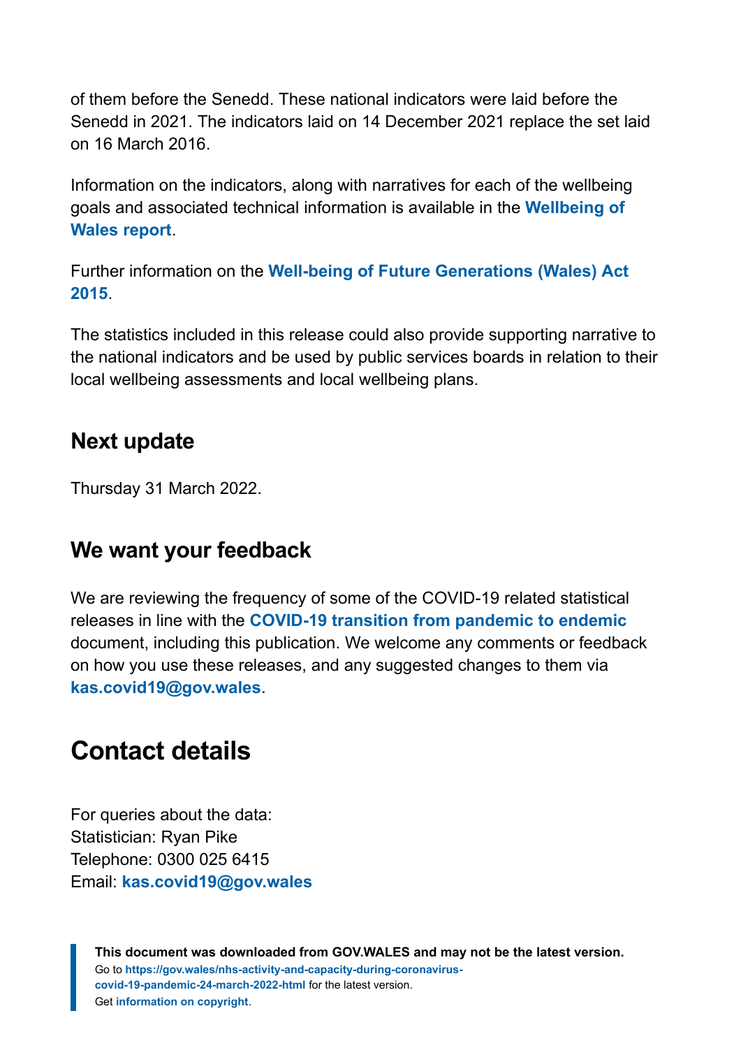of them before the Senedd. These national indicators were laid before the Senedd in 2021. The indicators laid on 14 December 2021 replace the set laid on 16 March 2016.

Information on the indicators, along with narratives for each of the wellbeing goals and associated technical information is available in the **Wellbeing of Wales report**.

Further information on the **Well-being of Future Generations (Wales) Act 2015**.

The statistics included in this release could also provide supporting narrative to the national indicators and be used by public services boards in relation to their local wellbeing assessments and local wellbeing plans.

### Next update

Thursday 31 March 2022.

### We want your feedback

We are reviewing the frequency of some of the COVID-19 related statistical releases in line with the **COVID-19 transition from pandemic to endemic** document, including this publication. We welcome any comments or feedback on how you use these releases, and any suggested changes to them via **kas.covid19@gov.wales**.

## Contact details

For queries about the data:
Statistician: Ryan Pike
Telephone: 0300 025 6415
Email: **kas.covid19@gov.wales**

**This document was downloaded from GOV.WALES and may not be the latest version.**
Go to **https://gov.wales/nhs-activity-and-capacity-during-coronavirus-covid-19-pandemic-24-march-2022-html** for the latest version.
Get **information on copyright**.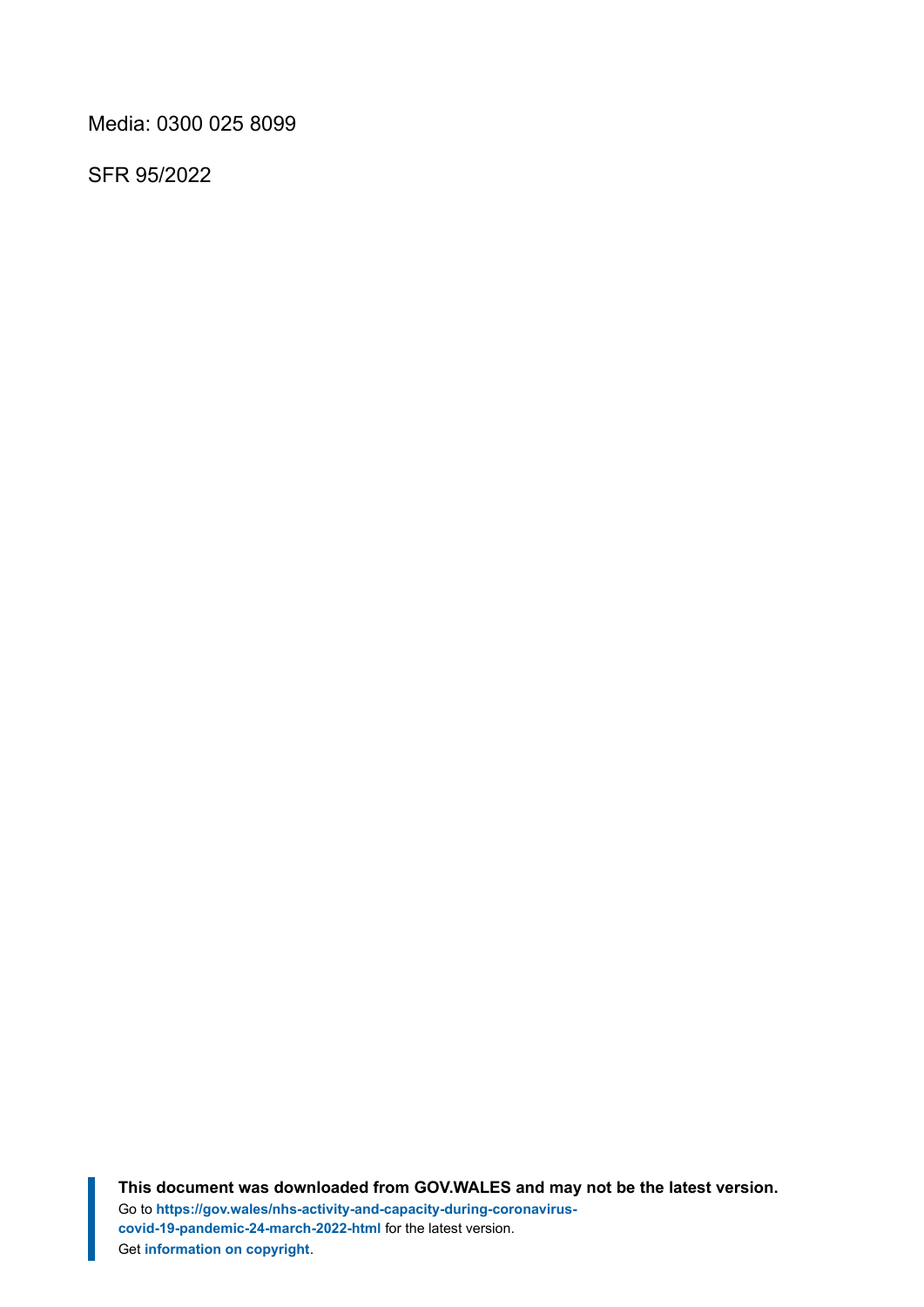Media: 0300 025 8099

SFR 95/2022

**This document was downloaded from GOV.WALES and may not be the latest version.**
Go to **https://gov.wales/nhs-activity-and-capacity-during-coronavirus-covid-19-pandemic-24-march-2022-html** for the latest version.
Get **information on copyright**.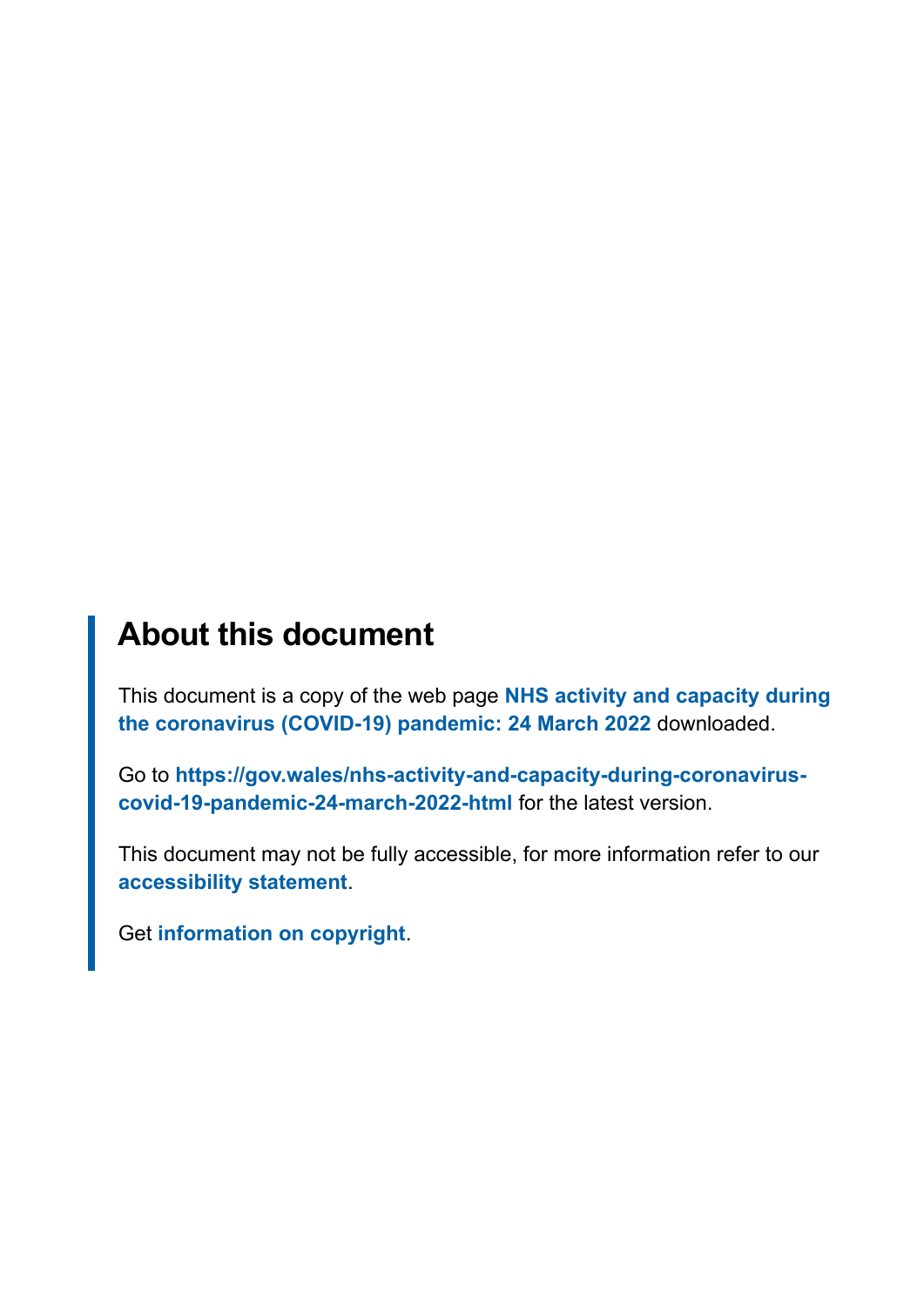## About this document

This document is a copy of the web page **NHS activity and capacity during the coronavirus (COVID-19) pandemic: 24 March 2022** downloaded.

Go to **https://gov.wales/nhs-activity-and-capacity-during-coronavirus-covid-19-pandemic-24-march-2022-html** for the latest version.

This document may not be fully accessible, for more information refer to our **accessibility statement**.

Get **information on copyright**.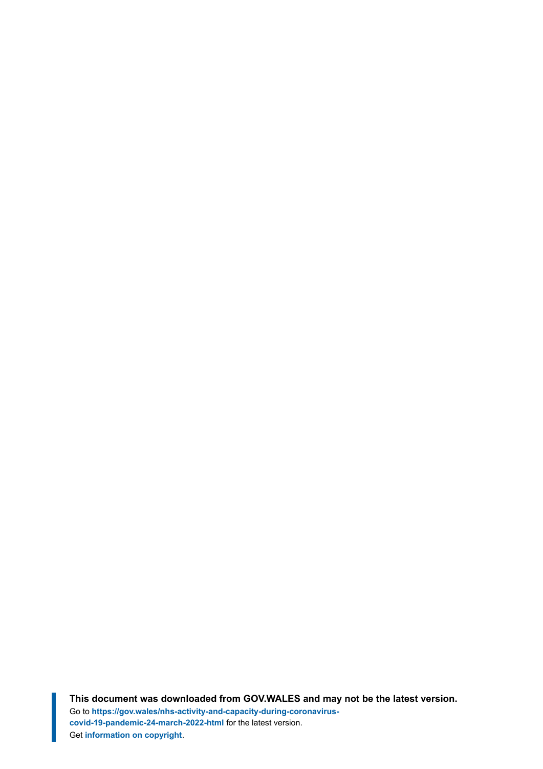**This document was downloaded from GOV.WALES and may not be the latest version.**

Go to **https://gov.wales/nhs-activity-and-capacity-during-coronavirus-covid-19-pandemic-24-march-2022-html** for the latest version.

Get **information on copyright**.